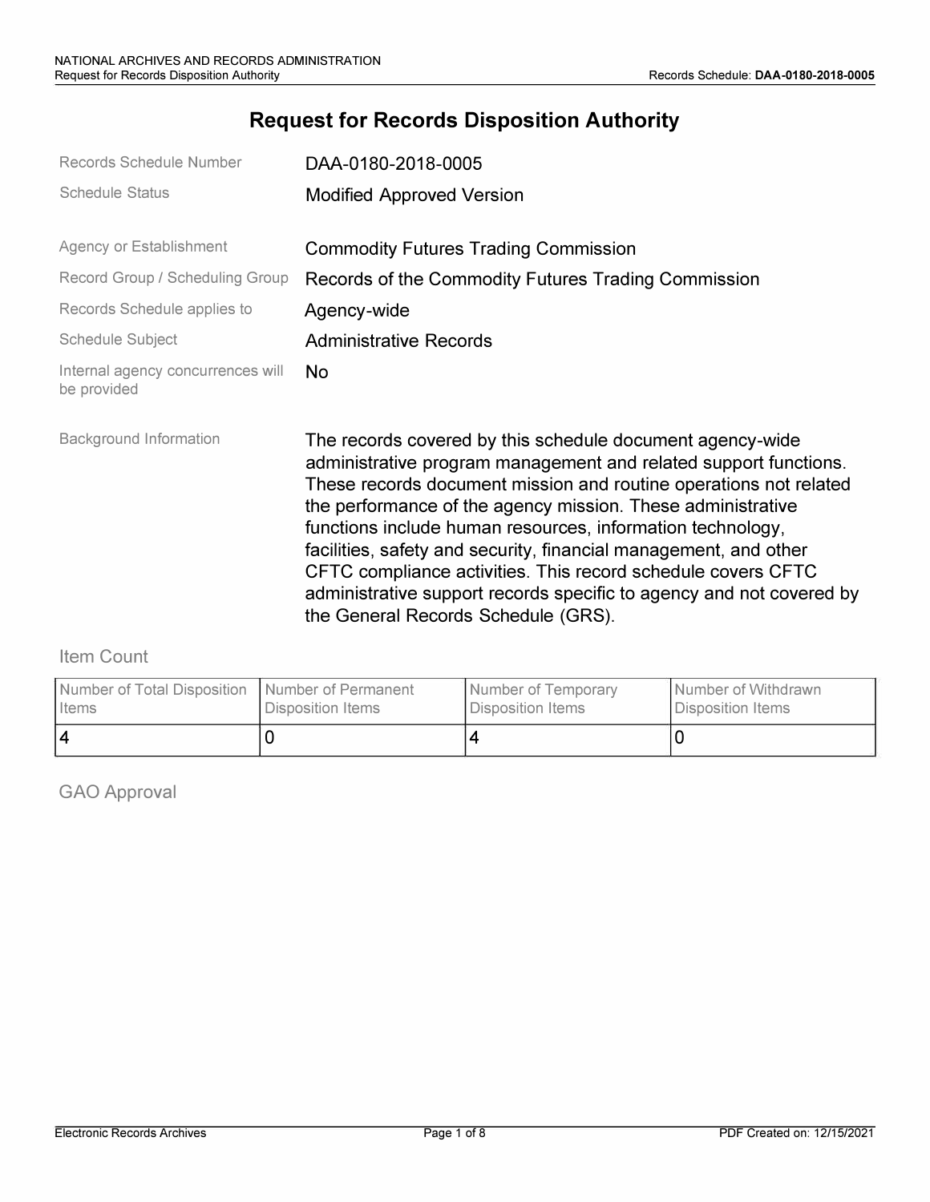# Request for Records Disposition Authority

| | |
|---|---|
| Records Schedule Number | DAA-0180-2018-0005 |
| Schedule Status | Modified Approved Version |
| Agency or Establishment | Commodity Futures Trading Commission |
| Record Group / Scheduling Group | Records of the Commodity Futures Trading Commission |
| Records Schedule applies to | Agency-wide |
| Schedule Subject | Administrative Records |
| Internal agency concurrences will be provided | No |
| Background Information | The records covered by this schedule document agency-wide administrative program management and related support functions. These records document mission and routine operations not related the performance of the agency mission. These administrative functions include human resources, information technology, facilities, safety and security, financial management, and other CFTC compliance activities. This record schedule covers CFTC administrative support records specific to agency and not covered by the General Records Schedule (GRS). |

## Item Count

| Number of Total Disposition Items | Number of Permanent Disposition Items | Number of Temporary Disposition Items | Number of Withdrawn Disposition Items |
|---|---|---|---|
| 4 | 0 | 4 | 0 |

## GAO Approval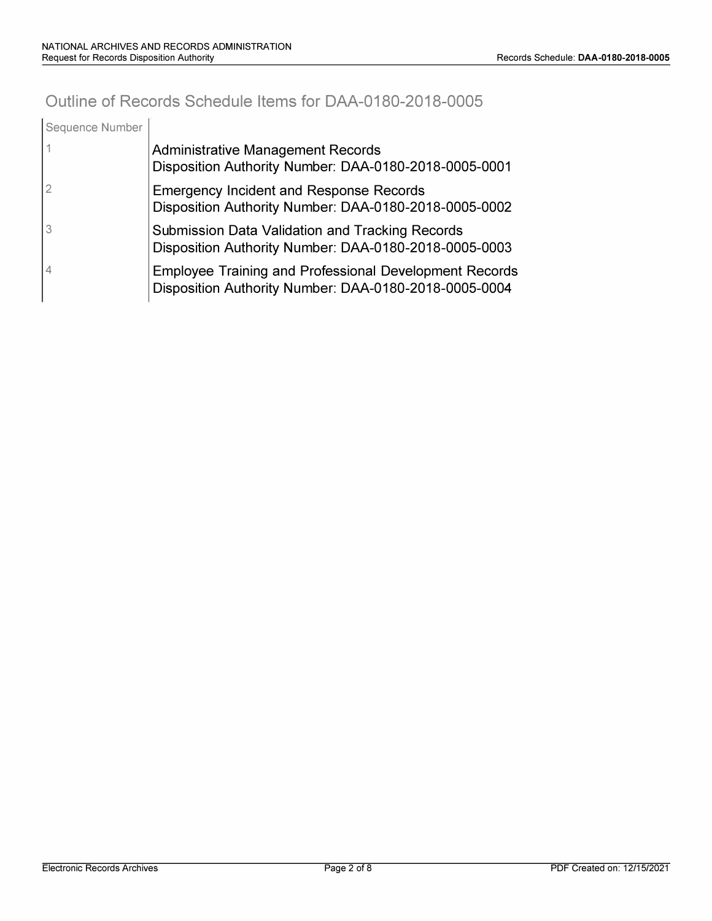## Outline of Records Schedule Items for DAA-0180-2018-0005

| Sequence Number | |
|---|---|
| 1 | Administrative Management Records<br>Disposition Authority Number: DAA-0180-2018-0005-0001 |
| 2 | Emergency Incident and Response Records<br>Disposition Authority Number: DAA-0180-2018-0005-0002 |
| 3 | Submission Data Validation and Tracking Records<br>Disposition Authority Number: DAA-0180-2018-0005-0003 |
| 4 | Employee Training and Professional Development Records<br>Disposition Authority Number: DAA-0180-2018-0005-0004 |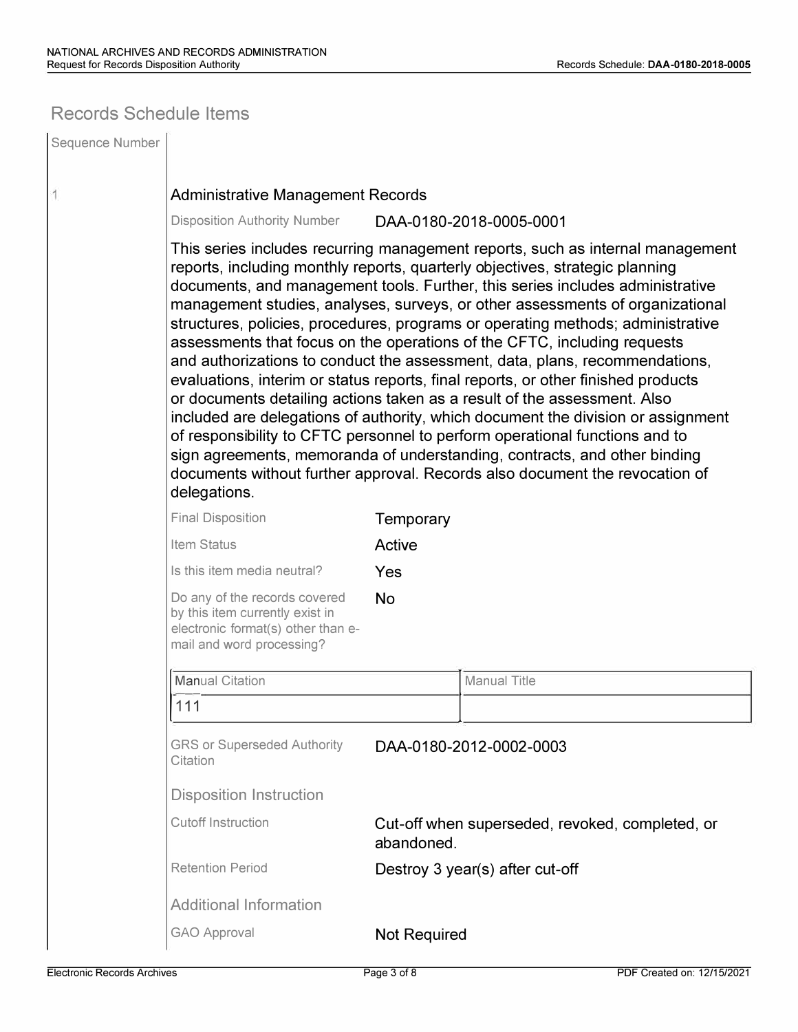## Records Schedule Items

Sequence Number

1

### Administrative Management Records

Disposition Authority Number: DAA-0180-2018-0005-0001

This series includes recurring management reports, such as internal management reports, including monthly reports, quarterly objectives, strategic planning documents, and management tools. Further, this series includes administrative management studies, analyses, surveys, or other assessments of organizational structures, policies, procedures, programs or operating methods; administrative assessments that focus on the operations of the CFTC, including requests and authorizations to conduct the assessment, data, plans, recommendations, evaluations, interim or status reports, final reports, or other finished products or documents detailing actions taken as a result of the assessment. Also included are delegations of authority, which document the division or assignment of responsibility to CFTC personnel to perform operational functions and to sign agreements, memoranda of understanding, contracts, and other binding documents without further approval. Records also document the revocation of delegations.

| | |
|---|---|
| Final Disposition | Temporary |
| Item Status | Active |
| Is this item media neutral? | Yes |
| Do any of the records covered by this item currently exist in electronic format(s) other than e-mail and word processing? | No |

| Manual Citation | Manual Title |
|---|---|
| 111 | |

| | |
|---|---|
| GRS or Superseded Authority Citation | DAA-0180-2012-0002-0003 |

#### Disposition Instruction

| | |
|---|---|
| Cutoff Instruction | Cut-off when superseded, revoked, completed, or abandoned. |
| Retention Period | Destroy 3 year(s) after cut-off |

#### Additional Information

| | |
|---|---|
| GAO Approval | Not Required |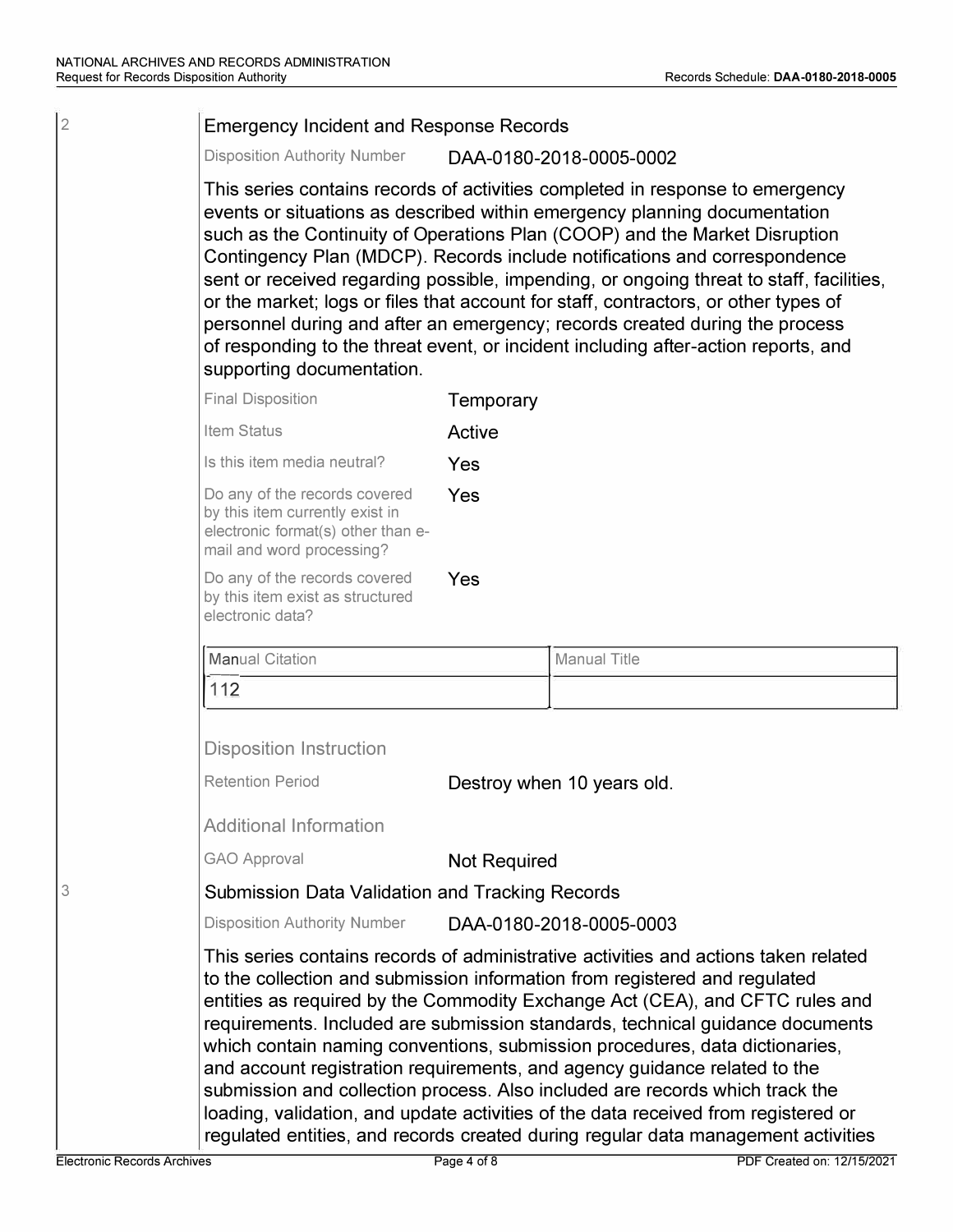2

## Emergency Incident and Response Records

Disposition Authority Number DAA-0180-2018-0005-0002

This series contains records of activities completed in response to emergency events or situations as described within emergency planning documentation such as the Continuity of Operations Plan (COOP) and the Market Disruption Contingency Plan (MDCP). Records include notifications and correspondence sent or received regarding possible, impending, or ongoing threat to staff, facilities, or the market; logs or files that account for staff, contractors, or other types of personnel during and after an emergency; records created during the process of responding to the threat event, or incident including after-action reports, and supporting documentation.

| | |
|---|---|
| Final Disposition | Temporary |
| Item Status | Active |
| Is this item media neutral? | Yes |
| Do any of the records covered by this item currently exist in electronic format(s) other than e-mail and word processing? | Yes |
| Do any of the records covered by this item exist as structured electronic data? | Yes |

| Manual Citation | Manual Title |
|---|---|
| 112 | |

### Disposition Instruction

| | |
|---|---|
| Retention Period | Destroy when 10 years old. |

### Additional Information

| | |
|---|---|
| GAO Approval | Not Required |

3

## Submission Data Validation and Tracking Records

Disposition Authority Number DAA-0180-2018-0005-0003

This series contains records of administrative activities and actions taken related to the collection and submission information from registered and regulated entities as required by the Commodity Exchange Act (CEA), and CFTC rules and requirements. Included are submission standards, technical guidance documents which contain naming conventions, submission procedures, data dictionaries, and account registration requirements, and agency guidance related to the submission and collection process. Also included are records which track the loading, validation, and update activities of the data received from registered or regulated entities, and records created during regular data management activities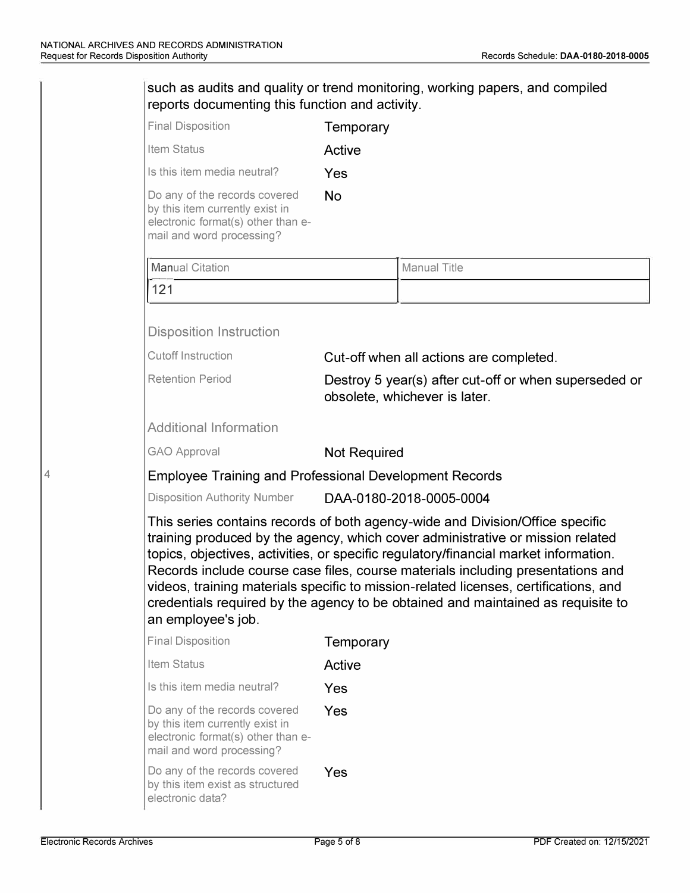such as audits and quality or trend monitoring, working papers, and compiled reports documenting this function and activity.

| | |
|---|---|
| Final Disposition | Temporary |
| Item Status | Active |
| Is this item media neutral? | Yes |
| Do any of the records covered by this item currently exist in electronic format(s) other than e-mail and word processing? | No |

| Manual Citation | Manual Title |
|---|---|
| 121 | |

### Disposition Instruction

| | |
|---|---|
| Cutoff Instruction | Cut-off when all actions are completed. |
| Retention Period | Destroy 5 year(s) after cut-off or when superseded or obsolete, whichever is later. |

### Additional Information

| | |
|---|---|
| GAO Approval | Not Required |

4

## Employee Training and Professional Development Records

| | |
|---|---|
| Disposition Authority Number | DAA-0180-2018-0005-0004 |

This series contains records of both agency-wide and Division/Office specific training produced by the agency, which cover administrative or mission related topics, objectives, activities, or specific regulatory/financial market information. Records include course case files, course materials including presentations and videos, training materials specific to mission-related licenses, certifications, and credentials required by the agency to be obtained and maintained as requisite to an employee's job.

| | |
|---|---|
| Final Disposition | Temporary |
| Item Status | Active |
| Is this item media neutral? | Yes |
| Do any of the records covered by this item currently exist in electronic format(s) other than e-mail and word processing? | Yes |
| Do any of the records covered by this item exist as structured electronic data? | Yes |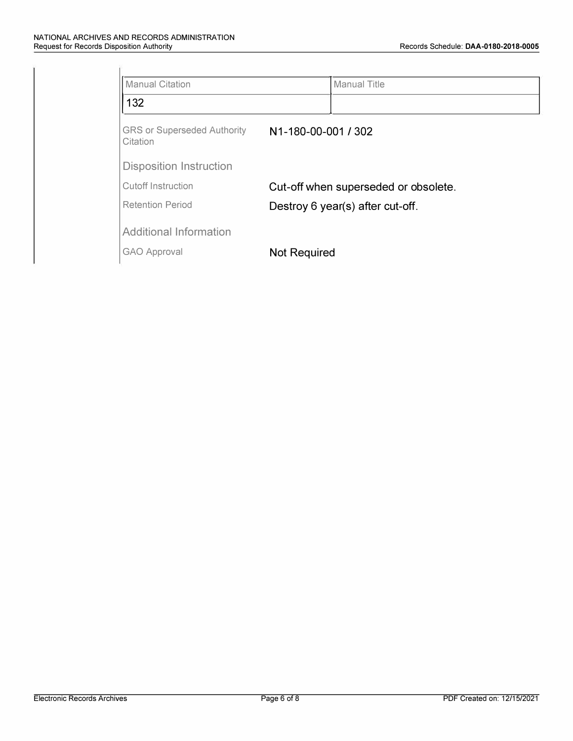| Manual Citation | Manual Title |
| --- | --- |
| 132 | |

GRS or Superseded Authority Citation: N1-180-00-001 / 302

### Disposition Instruction

Cutoff Instruction: Cut-off when superseded or obsolete.

Retention Period: Destroy 6 year(s) after cut-off.

### Additional Information

GAO Approval: Not Required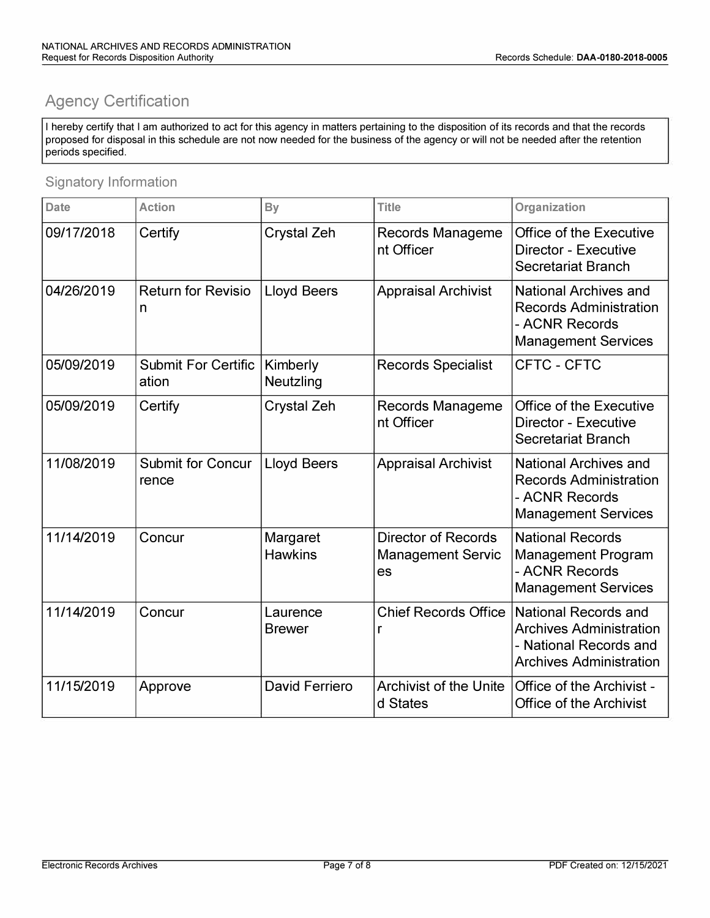## Agency Certification

I hereby certify that I am authorized to act for this agency in matters pertaining to the disposition of its records and that the records proposed for disposal in this schedule are not now needed for the business of the agency or will not be needed after the retention periods specified.

### Signatory Information

| Date | Action | By | Title | Organization |
|---|---|---|---|---|
| 09/17/2018 | Certify | Crystal Zeh | Records Management Officer | Office of the Executive Director - Executive Secretariat Branch |
| 04/26/2019 | Return for Revision | Lloyd Beers | Appraisal Archivist | National Archives and Records Administration - ACNR Records Management Services |
| 05/09/2019 | Submit For Certification | Kimberly Neutzling | Records Specialist | CFTC - CFTC |
| 05/09/2019 | Certify | Crystal Zeh | Records Management Officer | Office of the Executive Director - Executive Secretariat Branch |
| 11/08/2019 | Submit for Concurrence | Lloyd Beers | Appraisal Archivist | National Archives and Records Administration - ACNR Records Management Services |
| 11/14/2019 | Concur | Margaret Hawkins | Director of Records Management Services | National Records Management Program - ACNR Records Management Services |
| 11/14/2019 | Concur | Laurence Brewer | Chief Records Officer | National Records and Archives Administration - National Records and Archives Administration |
| 11/15/2019 | Approve | David Ferriero | Archivist of the United States | Office of the Archivist - Office of the Archivist |